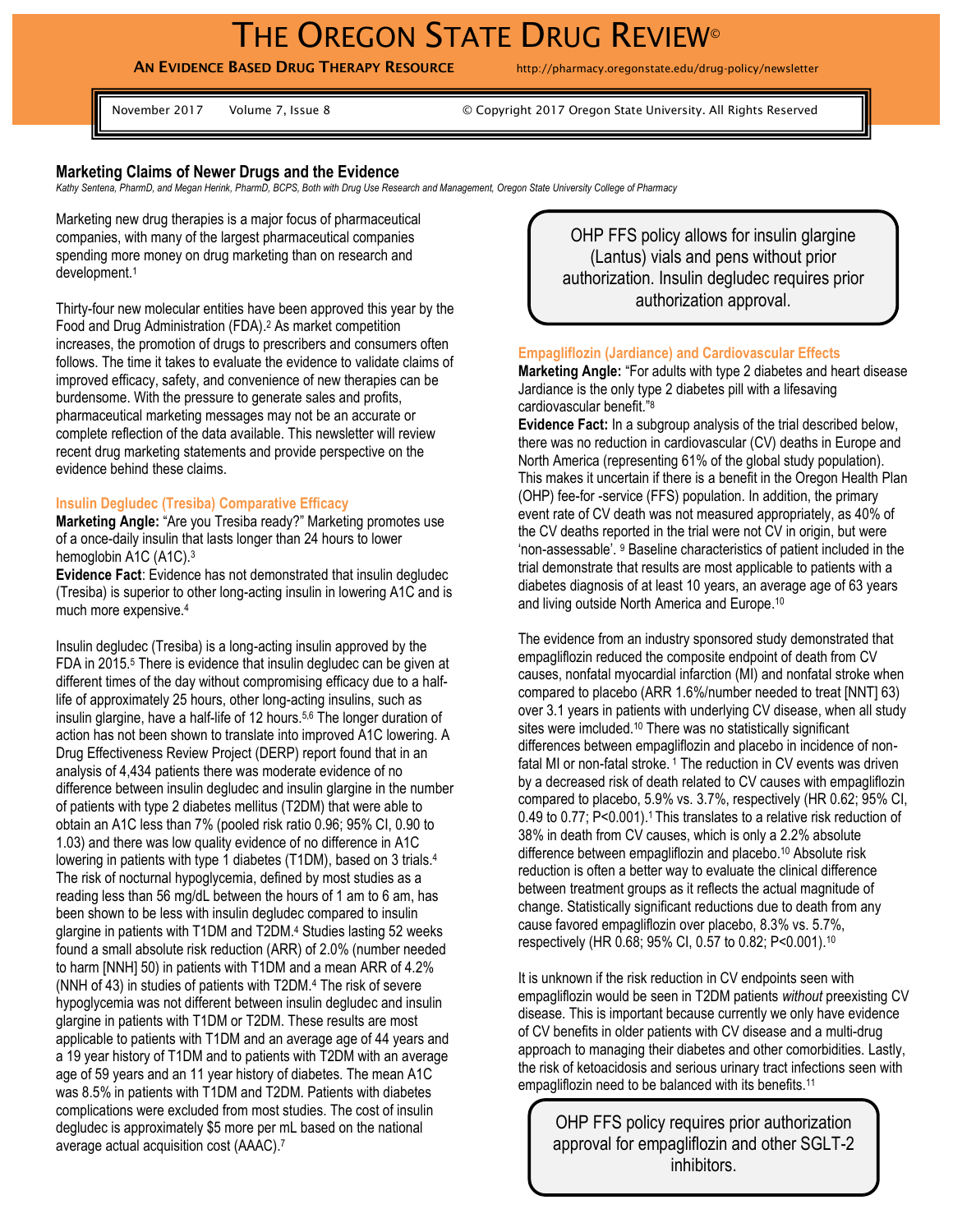# THE OREGON STATE DRUG REVIEW©

**AN EVIDENCE BASED DRUG THERAPY RESOURCE** http://pharmacy.oregonstate.edu/drug-policy/newsletter

November 2017 Volume 7, Issue 8 © Copyright 2017 Oregon State University. All Rights Reserved

## Marketing Claims of Newer Drugs and the Evidence

*Kathy Sentena, PharmD, and Megan Herink, PharmD, BCPS, Both with Drug Use Research and Management, Oregon State University College of Pharmacy*

Marketing new drug therapies is a major focus of pharmaceutical companies, with many of the largest pharmaceutical companies spending more money on drug marketing than on research and development.[1]

Thirty-four new molecular entities have been approved this year by the Food and Drug Administration (FDA).[2] As market competition increases, the promotion of drugs to prescribers and consumers often follows. The time it takes to evaluate the evidence to validate claims of improved efficacy, safety, and convenience of new therapies can be burdensome. With the pressure to generate sales and profits, pharmaceutical marketing messages may not be an accurate or complete reflection of the data available. This newsletter will review recent drug marketing statements and provide perspective on the evidence behind these claims.

### Insulin Degludec (Tresiba) Comparative Efficacy

**Marketing Angle:** "Are you Tresiba ready?" Marketing promotes use of a once-daily insulin that lasts longer than 24 hours to lower hemoglobin A1C (A1C).[3]

**Evidence Fact**: Evidence has not demonstrated that insulin degludec (Tresiba) is superior to other long-acting insulin in lowering A1C and is much more expensive.[4]

Insulin degludec (Tresiba) is a long-acting insulin approved by the FDA in 2015.[5] There is evidence that insulin degludec can be given at different times of the day without compromising efficacy due to a half-life of approximately 25 hours, other long-acting insulins, such as insulin glargine, have a half-life of 12 hours.[5,6] The longer duration of action has not been shown to translate into improved A1C lowering. A Drug Effectiveness Review Project (DERP) report found that in an analysis of 4,434 patients there was moderate evidence of no difference between insulin degludec and insulin glargine in the number of patients with type 2 diabetes mellitus (T2DM) that were able to obtain an A1C less than 7% (pooled risk ratio 0.96; 95% CI, 0.90 to 1.03) and there was low quality evidence of no difference in A1C lowering in patients with type 1 diabetes (T1DM), based on 3 trials.[4] The risk of nocturnal hypoglycemia, defined by most studies as a reading less than 56 mg/dL between the hours of 1 am to 6 am, has been shown to be less with insulin degludec compared to insulin glargine in patients with T1DM and T2DM.[4] Studies lasting 52 weeks found a small absolute risk reduction (ARR) of 2.0% (number needed to harm [NNH] 50) in patients with T1DM and a mean ARR of 4.2% (NNH of 43) in studies of patients with T2DM.[4] The risk of severe hypoglycemia was not different between insulin degludec and insulin glargine in patients with T1DM or T2DM. These results are most applicable to patients with T1DM and an average age of 44 years and a 19 year history of T1DM and to patients with T2DM with an average age of 59 years and an 11 year history of diabetes. The mean A1C was 8.5% in patients with T1DM and T2DM. Patients with diabetes complications were excluded from most studies. The cost of insulin degludec is approximately $5 more per mL based on the national average actual acquisition cost (AAAC).[7]

> OHP FFS policy allows for insulin glargine (Lantus) vials and pens without prior authorization. Insulin degludec requires prior authorization approval.

### Empagliflozin (Jardiance) and Cardiovascular Effects

**Marketing Angle:** "For adults with type 2 diabetes and heart disease Jardiance is the only type 2 diabetes pill with a lifesaving cardiovascular benefit."[8]

**Evidence Fact:** In a subgroup analysis of the trial described below, there was no reduction in cardiovascular (CV) deaths in Europe and North America (representing 61% of the global study population). This makes it uncertain if there is a benefit in the Oregon Health Plan (OHP) fee-for -service (FFS) population. In addition, the primary event rate of CV death was not measured appropriately, as 40% of the CV deaths reported in the trial were not CV in origin, but were 'non-assessable'. [9] Baseline characteristics of patient included in the trial demonstrate that results are most applicable to patients with a diabetes diagnosis of at least 10 years, an average age of 63 years and living outside North America and Europe.[10]

The evidence from an industry sponsored study demonstrated that empagliflozin reduced the composite endpoint of death from CV causes, nonfatal myocardial infarction (MI) and nonfatal stroke when compared to placebo (ARR 1.6%/number needed to treat [NNT] 63) over 3.1 years in patients with underlying CV disease, when all study sites were imcluded.[10] There was no statistically significant differences between empagliflozin and placebo in incidence of non-fatal MI or non-fatal stroke. [1] The reduction in CV events was driven by a decreased risk of death related to CV causes with empagliflozin compared to placebo, 5.9% vs. 3.7%, respectively (HR 0.62; 95% CI, 0.49 to 0.77; P<0.001).[1] This translates to a relative risk reduction of 38% in death from CV causes, which is only a 2.2% absolute difference between empagliflozin and placebo.[10] Absolute risk reduction is often a better way to evaluate the clinical difference between treatment groups as it reflects the actual magnitude of change. Statistically significant reductions due to death from any cause favored empagliflozin over placebo, 8.3% vs. 5.7%, respectively (HR 0.68; 95% CI, 0.57 to 0.82; P<0.001).[10]

It is unknown if the risk reduction in CV endpoints seen with empagliflozin would be seen in T2DM patients *without* preexisting CV disease. This is important because currently we only have evidence of CV benefits in older patients with CV disease and a multi-drug approach to managing their diabetes and other comorbidities. Lastly, the risk of ketoacidosis and serious urinary tract infections seen with empagliflozin need to be balanced with its benefits.[11]

> OHP FFS policy requires prior authorization approval for empagliflozin and other SGLT-2 inhibitors.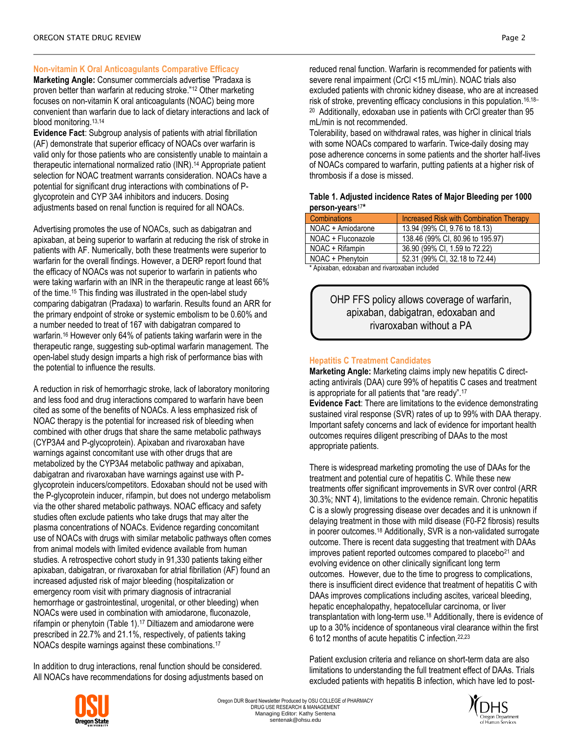### Non-vitamin K Oral Anticoagulants Comparative Efficacy

**Marketing Angle:** Consumer commercials advertise "Pradaxa is proven better than warfarin at reducing stroke."[12] Other marketing focuses on non-vitamin K oral anticoagulants (NOAC) being more convenient than warfarin due to lack of dietary interactions and lack of blood monitoring.[13,14]

**Evidence Fact**: Subgroup analysis of patients with atrial fibrillation (AF) demonstrate that superior efficacy of NOACs over warfarin is valid only for those patients who are consistently unable to maintain a therapeutic international normalized ratio (INR).[14] Appropriate patient selection for NOAC treatment warrants consideration. NOACs have a potential for significant drug interactions with combinations of P-glycoprotein and CYP 3A4 inhibitors and inducers. Dosing adjustments based on renal function is required for all NOACs.

Advertising promotes the use of NOACs, such as dabigatran and apixaban, at being superior to warfarin at reducing the risk of stroke in patients with AF. Numerically, both these treatments were superior to warfarin for the overall findings. However, a DERP report found that the efficacy of NOACs was not superior to warfarin in patients who were taking warfarin with an INR in the therapeutic range at least 66% of the time.[15] This finding was illustrated in the open-label study comparing dabigatran (Pradaxa) to warfarin. Results found an ARR for the primary endpoint of stroke or systemic embolism to be 0.60% and a number needed to treat of 167 with dabigatran compared to warfarin.[16] However only 64% of patients taking warfarin were in the therapeutic range, suggesting sub-optimal warfarin management. The open-label study design imparts a high risk of performance bias with the potential to influence the results.

A reduction in risk of hemorrhagic stroke, lack of laboratory monitoring and less food and drug interactions compared to warfarin have been cited as some of the benefits of NOACs. A less emphasized risk of NOAC therapy is the potential for increased risk of bleeding when combined with other drugs that share the same metabolic pathways (CYP3A4 and P-glycoprotein). Apixaban and rivaroxaban have warnings against concomitant use with other drugs that are metabolized by the CYP3A4 metabolic pathway and apixaban, dabigatran and rivaroxaban have warnings against use with P-glycoprotein inducers/competitors. Edoxaban should not be used with the P-glycoprotein inducer, rifampin, but does not undergo metabolism via the other shared metabolic pathways. NOAC efficacy and safety studies often exclude patients who take drugs that may alter the plasma concentrations of NOACs. Evidence regarding concomitant use of NOACs with drugs with similar metabolic pathways often comes from animal models with limited evidence available from human studies. A retrospective cohort study in 91,330 patients taking either apixaban, dabigatran, or rivaroxaban for atrial fibrillation (AF) found an increased adjusted risk of major bleeding (hospitalization or emergency room visit with primary diagnosis of intracranial hemorrhage or gastrointestinal, urogenital, or other bleeding) when NOACs were used in combination with amiodarone, fluconazole, rifampin or phenytoin (Table 1).[17] Diltiazem and amiodarone were prescribed in 22.7% and 21.1%, respectively, of patients taking NOACs despite warnings against these combinations.[17]

In addition to drug interactions, renal function should be considered. All NOACs have recommendations for dosing adjustments based on reduced renal function. Warfarin is recommended for patients with severe renal impairment (CrCl <15 mL/min). NOAC trials also excluded patients with chronic kidney disease, who are at increased risk of stroke, preventing efficacy conclusions in this population.[16,18–20] Additionally, edoxaban use in patients with CrCl greater than 95 mL/min is not recommended.

Tolerability, based on withdrawal rates, was higher in clinical trials with some NOACs compared to warfarin. Twice-daily dosing may pose adherence concerns in some patients and the shorter half-lives of NOACs compared to warfarin, putting patients at a higher risk of thrombosis if a dose is missed.

**Table 1. Adjusted incidence Rates of Major Bleeding per 1000 person-years**[17]*

| Combinations | Increased Risk with Combination Therapy |
|---|---|
| NOAC + Amiodarone | 13.94 (99% CI, 9.76 to 18.13) |
| NOAC + Fluconazole | 138.46 (99% CI, 80.96 to 195.97) |
| NOAC + Rifampin | 36.90 (99% CI, 1.59 to 72.22) |
| NOAC + Phenytoin | 52.31 (99% CI, 32.18 to 72.44) |

\* Apixaban, edoxaban and rivaroxaban included

OHP FFS policy allows coverage of warfarin, apixaban, dabigatran, edoxaban and rivaroxaban without a PA

### Hepatitis C Treatment Candidates

**Marketing Angle:** Marketing claims imply new hepatitis C direct-acting antivirals (DAA) cure 99% of hepatitis C cases and treatment is appropriate for all patients that "are ready".[17]

**Evidence Fact**: There are limitations to the evidence demonstrating sustained viral response (SVR) rates of up to 99% with DAA therapy. Important safety concerns and lack of evidence for important health outcomes requires diligent prescribing of DAAs to the most appropriate patients.

There is widespread marketing promoting the use of DAAs for the treatment and potential cure of hepatitis C. While these new treatments offer significant improvements in SVR over control (ARR 30.3%; NNT 4), limitations to the evidence remain. Chronic hepatitis C is a slowly progressing disease over decades and it is unknown if delaying treatment in those with mild disease (F0-F2 fibrosis) results in poorer outcomes.[18] Additionally, SVR is a non-validated surrogate outcome. There is recent data suggesting that treatment with DAAs improves patient reported outcomes compared to placebo[21] and evolving evidence on other clinically significant long term outcomes. However, due to the time to progress to complications, there is insufficient direct evidence that treatment of hepatitis C with DAAs improves complications including ascites, variceal bleeding, hepatic encephalopathy, hepatocellular carcinoma, or liver transplantation with long-term use.[18] Additionally, there is evidence of up to a 30% incidence of spontaneous viral clearance within the first 6 to12 months of acute hepatitis C infection.[22,23]

Patient exclusion criteria and reliance on short-term data are also limitations to understanding the full treatment effect of DAAs. Trials excluded patients with hepatitis B infection, which have led to post-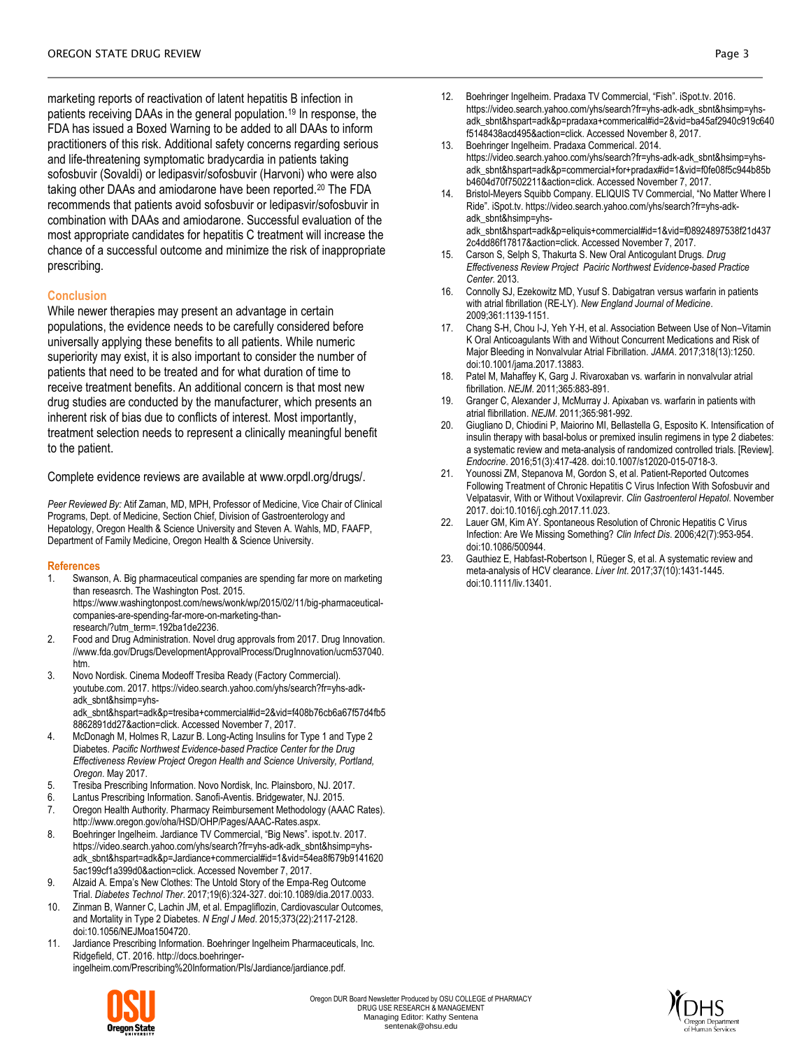marketing reports of reactivation of latent hepatitis B infection in patients receiving DAAs in the general population.[19] In response, the FDA has issued a Boxed Warning to be added to all DAAs to inform practitioners of this risk. Additional safety concerns regarding serious and life-threatening symptomatic bradycardia in patients taking sofosbuvir (Sovaldi) or ledipasvir/sofosbuvir (Harvoni) who were also taking other DAAs and amiodarone have been reported.[20] The FDA recommends that patients avoid sofosbuvir or ledipasvir/sofosbuvir in combination with DAAs and amiodarone. Successful evaluation of the most appropriate candidates for hepatitis C treatment will increase the chance of a successful outcome and minimize the risk of inappropriate prescribing.

## Conclusion

While newer therapies may present an advantage in certain populations, the evidence needs to be carefully considered before universally applying these benefits to all patients. While numeric superiority may exist, it is also important to consider the number of patients that need to be treated and for what duration of time to receive treatment benefits. An additional concern is that most new drug studies are conducted by the manufacturer, which presents an inherent risk of bias due to conflicts of interest. Most importantly, treatment selection needs to represent a clinically meaningful benefit to the patient.

Complete evidence reviews are available at www.orpdl.org/drugs/.

*Peer Reviewed By:* Atif Zaman, MD, MPH, Professor of Medicine, Vice Chair of Clinical Programs, Dept. of Medicine, Section Chief, Division of Gastroenterology and Hepatology, Oregon Health & Science University and Steven A. Wahls, MD, FAAFP, Department of Family Medicine, Oregon Health & Science University.

## References

1. Swanson, A. Big pharmaceutical companies are spending far more on marketing than reseasrch. The Washington Post. 2015. https://www.washingtonpost.com/news/wonk/wp/2015/02/11/big-pharmaceutical-companies-are-spending-far-more-on-marketing-than-research/?utm_term=.192ba1de2236.
2. Food and Drug Administration. Novel drug approvals from 2017. Drug Innovation. //www.fda.gov/Drugs/DevelopmentApprovalProcess/DrugInnovation/ucm537040.htm.
3. Novo Nordisk. Cinema Modeoff Tresiba Ready (Factory Commercial). youtube.com. 2017. https://video.search.yahoo.com/yhs/search?fr=yhs-adk-adk_sbnt&hsimp=yhs-adk_sbnt&hspart=adk&p=tresiba+commercial#id=2&vid=f408b76cb6a67f57d4fb58862891dd27&action=click. Accessed November 7, 2017.
4. McDonagh M, Holmes R, Lazur B. Long-Acting Insulins for Type 1 and Type 2 Diabetes. *Pacific Northwest Evidence-based Practice Center for the Drug Effectiveness Review Project Oregon Health and Science University, Portland, Oregon*. May 2017.
5. Tresiba Prescribing Information. Novo Nordisk, Inc. Plainsboro, NJ. 2017.
6. Lantus Prescribing Information. Sanofi-Aventis. Bridgewater, NJ. 2015.
7. Oregon Health Authority. Pharmacy Reimbursement Methodology (AAAC Rates). http://www.oregon.gov/oha/HSD/OHP/Pages/AAAC-Rates.aspx.
8. Boehringer Ingelheim. Jardiance TV Commercial, "Big News". ispot.tv. 2017. https://video.search.yahoo.com/yhs/search?fr=yhs-adk-adk_sbnt&hsimp=yhs-adk_sbnt&hspart=adk&p=Jardiance+commercial#id=1&vid=54ea8f679b91416205ac199cf1a399d0&action=click. Accessed November 7, 2017.
9. Alzaid A. Empa's New Clothes: The Untold Story of the Empa-Reg Outcome Trial. *Diabetes Technol Ther*. 2017;19(6):324-327. doi:10.1089/dia.2017.0033.
10. Zinman B, Wanner C, Lachin JM, et al. Empagliflozin, Cardiovascular Outcomes, and Mortality in Type 2 Diabetes. *N Engl J Med*. 2015;373(22):2117-2128. doi:10.1056/NEJMoa1504720.
11. Jardiance Prescribing Information. Boehringer Ingelheim Pharmaceuticals, Inc. Ridgefield, CT. 2016. http://docs.boehringer-ingelheim.com/Prescribing%20Information/PIs/Jardiance/jardiance.pdf.
12. Boehringer Ingelheim. Pradaxa TV Commercial, "Fish". iSpot.tv. 2016. https://video.search.yahoo.com/yhs/search?fr=yhs-adk-adk_sbnt&hsimp=yhs-adk_sbnt&hspart=adk&p=pradaxa+commerical#id=2&vid=ba45af2940c919c640f5148438acd495&action=click. Accessed November 8, 2017.
13. Boehringer Ingelheim. Pradaxa Commerical. 2014. https://video.search.yahoo.com/yhs/search?fr=yhs-adk-adk_sbnt&hsimp=yhs-adk_sbnt&hspart=adk&p=commercial+for+pradax#id=1&vid=f0fe08f5c944b85bb4604d70f7502211&action=click. Accessed November 7, 2017.
14. Bristol-Meyers Squibb Company. ELIQUIS TV Commercial, "No Matter Where I Ride". iSpot.tv. https://video.search.yahoo.com/yhs/search?fr=yhs-adk-adk_sbnt&hsimp=yhs-adk_sbnt&hspart=adk&p=eliquis+commercial#id=1&vid=f08924897538f21d4372c4dd86f17817&action=click. Accessed November 7, 2017.
15. Carson S, Selph S, Thakurta S. New Oral Anticogulant Drugs. *Drug Effectiveness Review Project Paciric Northwest Evidence-based Practice Center*. 2013.
16. Connolly SJ, Ezekowitz MD, Yusuf S. Dabigatran versus warfarin in patients with atrial fibrillation (RE-LY). *New England Journal of Medicine*. 2009;361:1139-1151.
17. Chang S-H, Chou I-J, Yeh Y-H, et al. Association Between Use of Non–Vitamin K Oral Anticoagulants With and Without Concurrent Medications and Risk of Major Bleeding in Nonvalvular Atrial Fibrillation. *JAMA*. 2017;318(13):1250. doi:10.1001/jama.2017.13883.
18. Patel M, Mahaffey K, Garg J. Rivaroxaban vs. warfarin in nonvalvular atrial fibrillation. *NEJM*. 2011;365:883-891.
19. Granger C, Alexander J, McMurray J. Apixaban vs. warfarin in patients with atrial flibrillation. *NEJM*. 2011;365:981-992.
20. Giugliano D, Chiodini P, Maiorino MI, Bellastella G, Esposito K. Intensification of insulin therapy with basal-bolus or premixed insulin regimens in type 2 diabetes: a systematic review and meta-analysis of randomized controlled trials. [Review]. *Endocrine*. 2016;51(3):417-428. doi:10.1007/s12020-015-0718-3.
21. Younossi ZM, Stepanova M, Gordon S, et al. Patient-Reported Outcomes Following Treatment of Chronic Hepatitis C Virus Infection With Sofosbuvir and Velpatasvir, With or Without Voxilaprevir. *Clin Gastroenterol Hepatol*. November 2017. doi:10.1016/j.cgh.2017.11.023.
22. Lauer GM, Kim AY. Spontaneous Resolution of Chronic Hepatitis C Virus Infection: Are We Missing Something? *Clin Infect Dis*. 2006;42(7):953-954. doi:10.1086/500944.
23. Gauthiez E, Habfast-Robertson I, Rüeger S, et al. A systematic review and meta-analysis of HCV clearance. *Liver Int*. 2017;37(10):1431-1445. doi:10.1111/liv.13401.

Oregon DUR Board Newsletter Produced by OSU COLLEGE of PHARMACY
DRUG USE RESEARCH & MANAGEMENT
Managing Editor: Kathy Sentena
sentenak@ohsu.edu